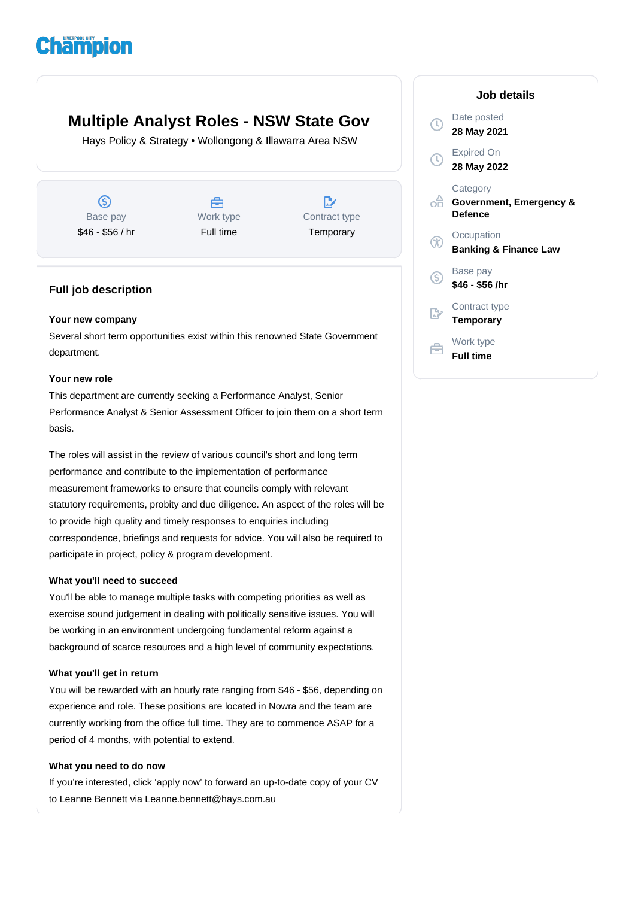Champion

# Multiple Analyst Roles - NSW State Gov

Hays Policy & Strategy • Wollongong & Illawarra Area NSW

| Base pay | Work type | Contract type |
|---|---|---|
| $46 - $56 / hr | Full time | Temporary |

## Job details

Date posted
**28 May 2021**

Expired On
**28 May 2022**

Category
**Government, Emergency & Defence**

Occupation
**Banking & Finance Law**

Base pay
**$46 - $56 /hr**

Contract type
**Temporary**

Work type
**Full time**

## Full job description

**Your new company**

Several short term opportunities exist within this renowned State Government department.

**Your new role**

This department are currently seeking a Performance Analyst, Senior Performance Analyst & Senior Assessment Officer to join them on a short term basis.

The roles will assist in the review of various council's short and long term performance and contribute to the implementation of performance measurement frameworks to ensure that councils comply with relevant statutory requirements, probity and due diligence. An aspect of the roles will be to provide high quality and timely responses to enquiries including correspondence, briefings and requests for advice. You will also be required to participate in project, policy & program development.

**What you'll need to succeed**

You'll be able to manage multiple tasks with competing priorities as well as exercise sound judgement in dealing with politically sensitive issues. You will be working in an environment undergoing fundamental reform against a background of scarce resources and a high level of community expectations.

**What you'll get in return**

You will be rewarded with an hourly rate ranging from $46 - $56, depending on experience and role. These positions are located in Nowra and the team are currently working from the office full time. They are to commence ASAP for a period of 4 months, with potential to extend.

**What you need to do now**

If you're interested, click 'apply now' to forward an up-to-date copy of your CV to Leanne Bennett via Leanne.bennett@hays.com.au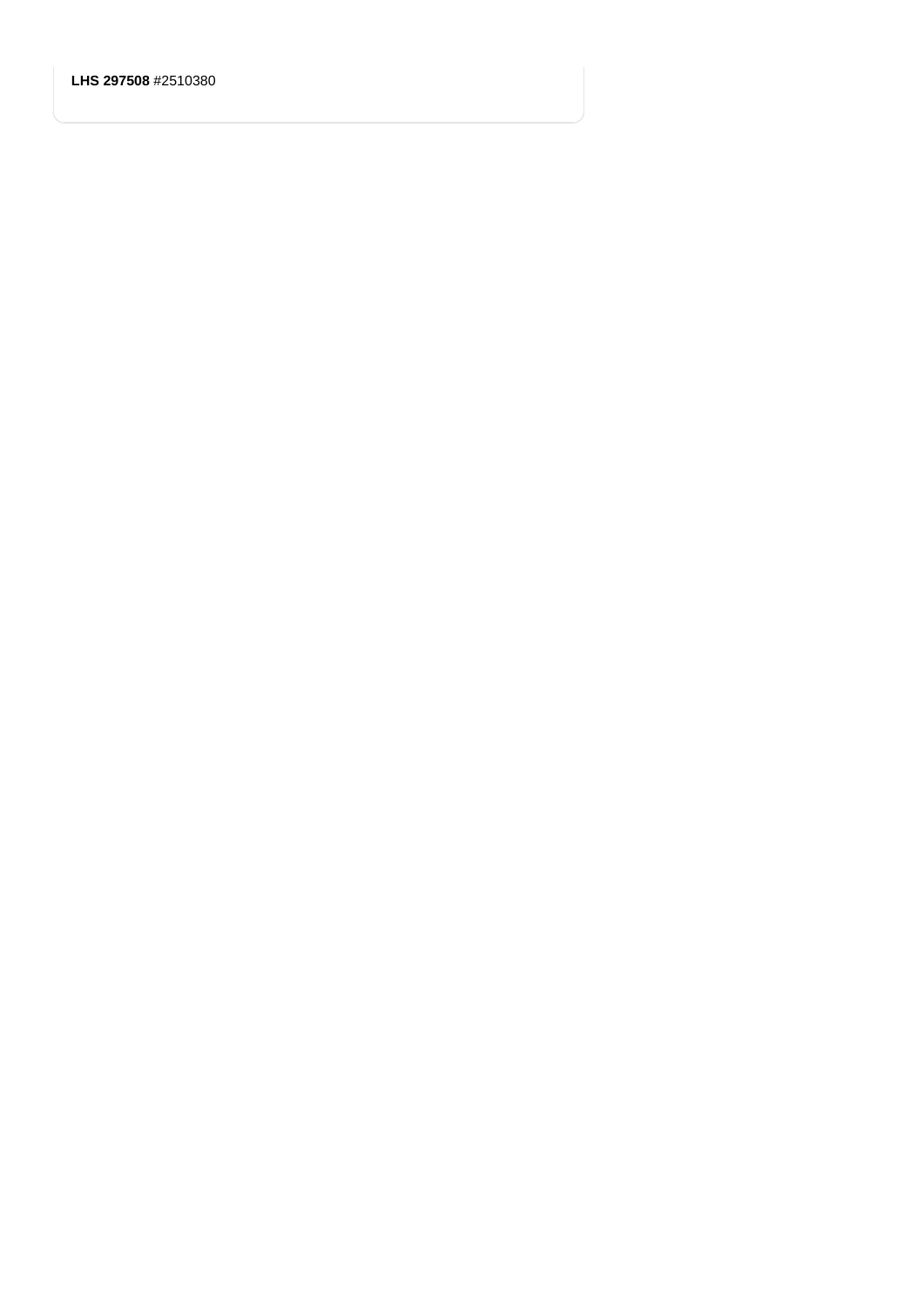**LHS 297508** #2510380